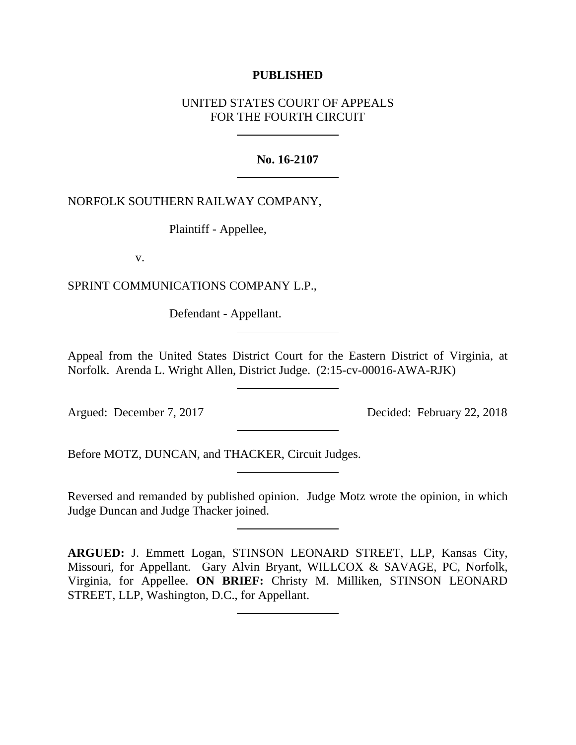**PUBLISHED**

UNITED STATES COURT OF APPEALS
FOR THE FOURTH CIRCUIT

---

**No. 16-2107**

---

NORFOLK SOUTHERN RAILWAY COMPANY,

Plaintiff - Appellee,

v.

SPRINT COMMUNICATIONS COMPANY L.P.,

Defendant - Appellant.

---

Appeal from the United States District Court for the Eastern District of Virginia, at Norfolk. Arenda L. Wright Allen, District Judge. (2:15-cv-00016-AWA-RJK)

---

Argued: December 7, 2017 Decided: February 22, 2018

---

Before MOTZ, DUNCAN, and THACKER, Circuit Judges.

---

Reversed and remanded by published opinion. Judge Motz wrote the opinion, in which Judge Duncan and Judge Thacker joined.

---

**ARGUED:** J. Emmett Logan, STINSON LEONARD STREET, LLP, Kansas City, Missouri, for Appellant. Gary Alvin Bryant, WILLCOX & SAVAGE, PC, Norfolk, Virginia, for Appellee. **ON BRIEF:** Christy M. Milliken, STINSON LEONARD STREET, LLP, Washington, D.C., for Appellant.

---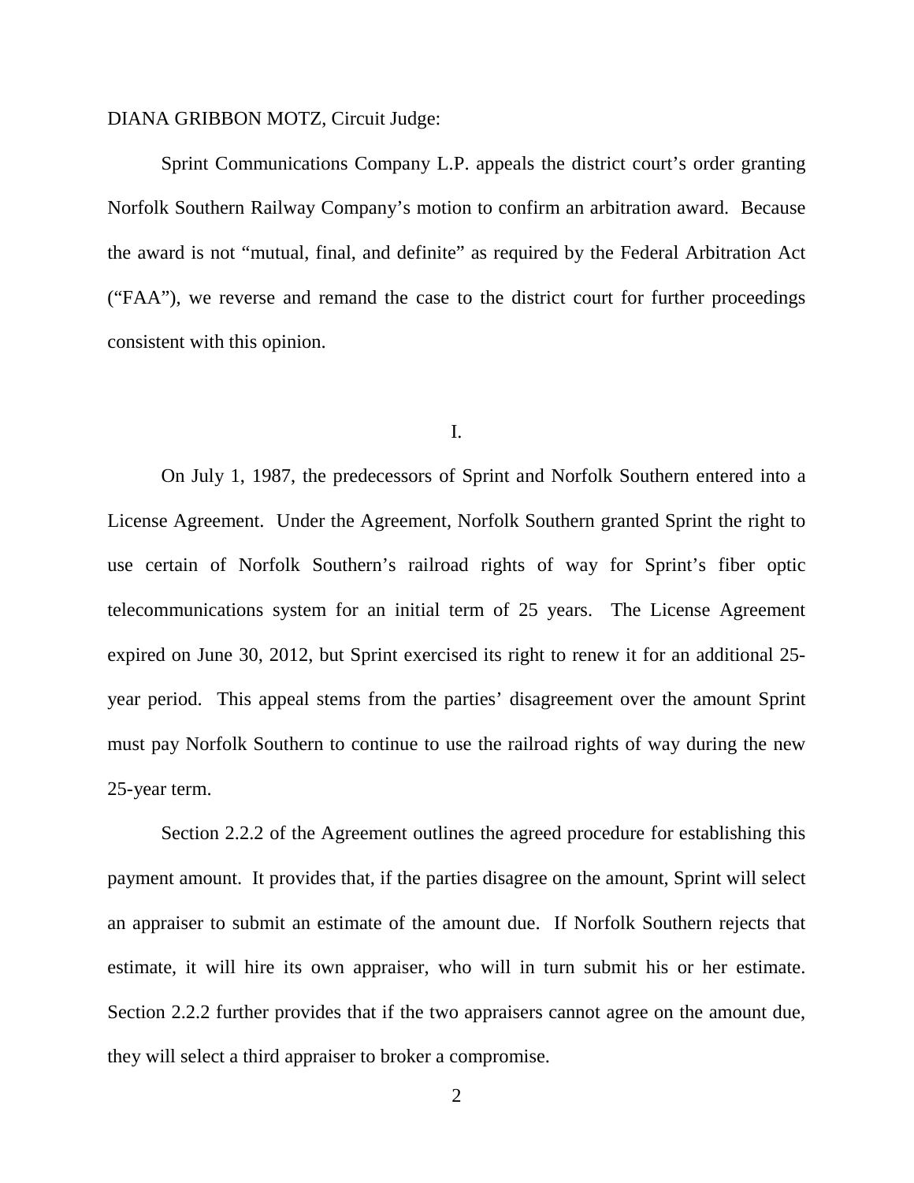DIANA GRIBBON MOTZ, Circuit Judge:

Sprint Communications Company L.P. appeals the district court's order granting Norfolk Southern Railway Company's motion to confirm an arbitration award. Because the award is not "mutual, final, and definite" as required by the Federal Arbitration Act ("FAA"), we reverse and remand the case to the district court for further proceedings consistent with this opinion.

## I.

On July 1, 1987, the predecessors of Sprint and Norfolk Southern entered into a License Agreement. Under the Agreement, Norfolk Southern granted Sprint the right to use certain of Norfolk Southern's railroad rights of way for Sprint's fiber optic telecommunications system for an initial term of 25 years. The License Agreement expired on June 30, 2012, but Sprint exercised its right to renew it for an additional 25-year period. This appeal stems from the parties' disagreement over the amount Sprint must pay Norfolk Southern to continue to use the railroad rights of way during the new 25-year term.

Section 2.2.2 of the Agreement outlines the agreed procedure for establishing this payment amount. It provides that, if the parties disagree on the amount, Sprint will select an appraiser to submit an estimate of the amount due. If Norfolk Southern rejects that estimate, it will hire its own appraiser, who will in turn submit his or her estimate. Section 2.2.2 further provides that if the two appraisers cannot agree on the amount due, they will select a third appraiser to broker a compromise.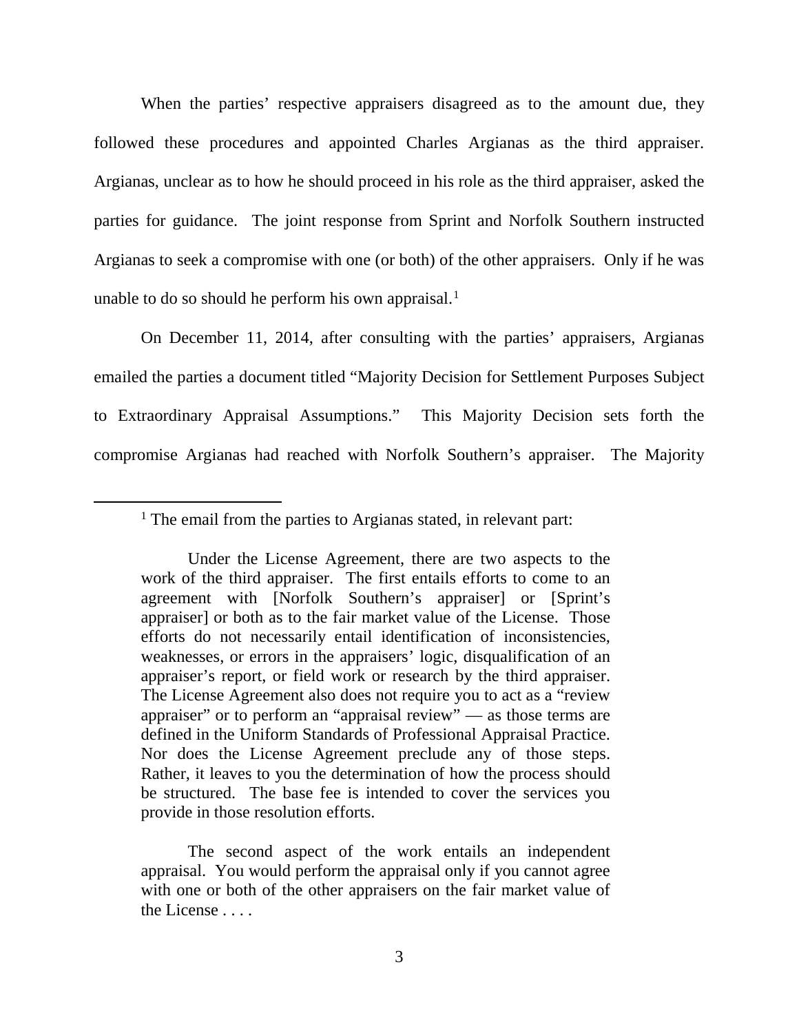When the parties' respective appraisers disagreed as to the amount due, they followed these procedures and appointed Charles Argianas as the third appraiser. Argianas, unclear as to how he should proceed in his role as the third appraiser, asked the parties for guidance. The joint response from Sprint and Norfolk Southern instructed Argianas to seek a compromise with one (or both) of the other appraisers. Only if he was unable to do so should he perform his own appraisal.[1]

On December 11, 2014, after consulting with the parties' appraisers, Argianas emailed the parties a document titled "Majority Decision for Settlement Purposes Subject to Extraordinary Appraisal Assumptions." This Majority Decision sets forth the compromise Argianas had reached with Norfolk Southern's appraiser. The Majority

---

[1] The email from the parties to Argianas stated, in relevant part:

> Under the License Agreement, there are two aspects to the work of the third appraiser. The first entails efforts to come to an agreement with [Norfolk Southern's appraiser] or [Sprint's appraiser] or both as to the fair market value of the License. Those efforts do not necessarily entail identification of inconsistencies, weaknesses, or errors in the appraisers' logic, disqualification of an appraiser's report, or field work or research by the third appraiser. The License Agreement also does not require you to act as a "review appraiser" or to perform an "appraisal review" — as those terms are defined in the Uniform Standards of Professional Appraisal Practice. Nor does the License Agreement preclude any of those steps. Rather, it leaves to you the determination of how the process should be structured. The base fee is intended to cover the services you provide in those resolution efforts.
>
> The second aspect of the work entails an independent appraisal. You would perform the appraisal only if you cannot agree with one or both of the other appraisers on the fair market value of the License . . . .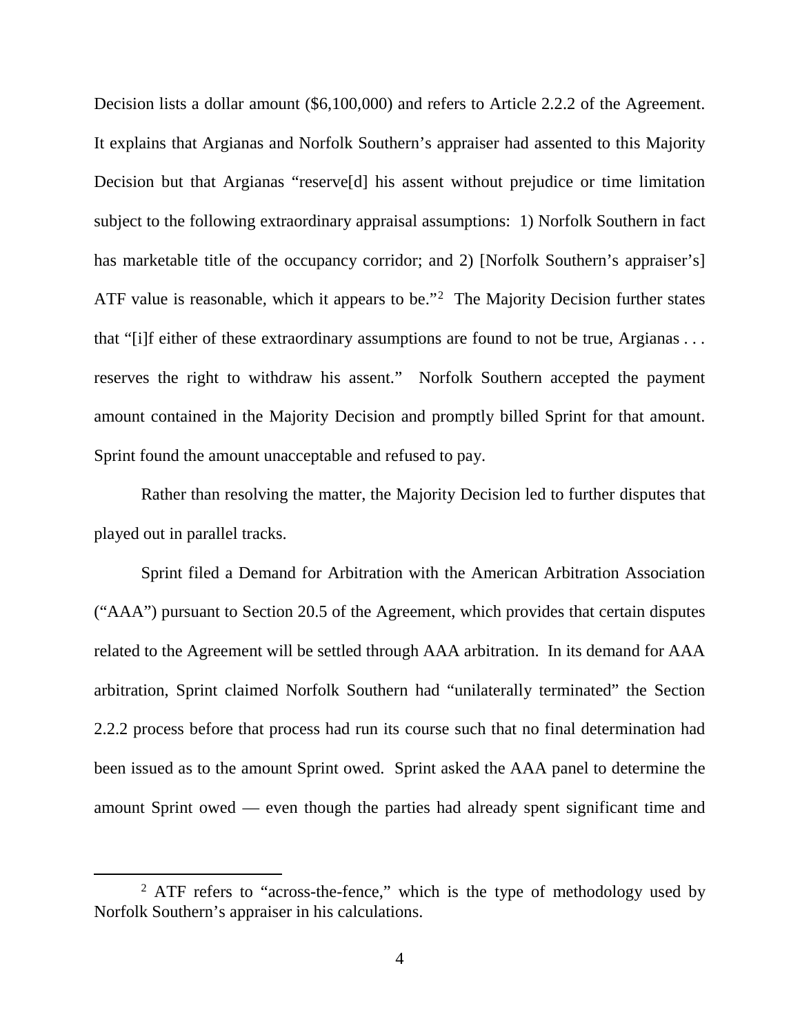Decision lists a dollar amount ($6,100,000) and refers to Article 2.2.2 of the Agreement. It explains that Argianas and Norfolk Southern's appraiser had assented to this Majority Decision but that Argianas "reserve[d] his assent without prejudice or time limitation subject to the following extraordinary appraisal assumptions: 1) Norfolk Southern in fact has marketable title of the occupancy corridor; and 2) [Norfolk Southern's appraiser's] ATF value is reasonable, which it appears to be."[2] The Majority Decision further states that "[i]f either of these extraordinary assumptions are found to not be true, Argianas . . . reserves the right to withdraw his assent." Norfolk Southern accepted the payment amount contained in the Majority Decision and promptly billed Sprint for that amount. Sprint found the amount unacceptable and refused to pay.

Rather than resolving the matter, the Majority Decision led to further disputes that played out in parallel tracks.

Sprint filed a Demand for Arbitration with the American Arbitration Association ("AAA") pursuant to Section 20.5 of the Agreement, which provides that certain disputes related to the Agreement will be settled through AAA arbitration. In its demand for AAA arbitration, Sprint claimed Norfolk Southern had "unilaterally terminated" the Section 2.2.2 process before that process had run its course such that no final determination had been issued as to the amount Sprint owed. Sprint asked the AAA panel to determine the amount Sprint owed — even though the parties had already spent significant time and

[2] ATF refers to "across-the-fence," which is the type of methodology used by Norfolk Southern's appraiser in his calculations.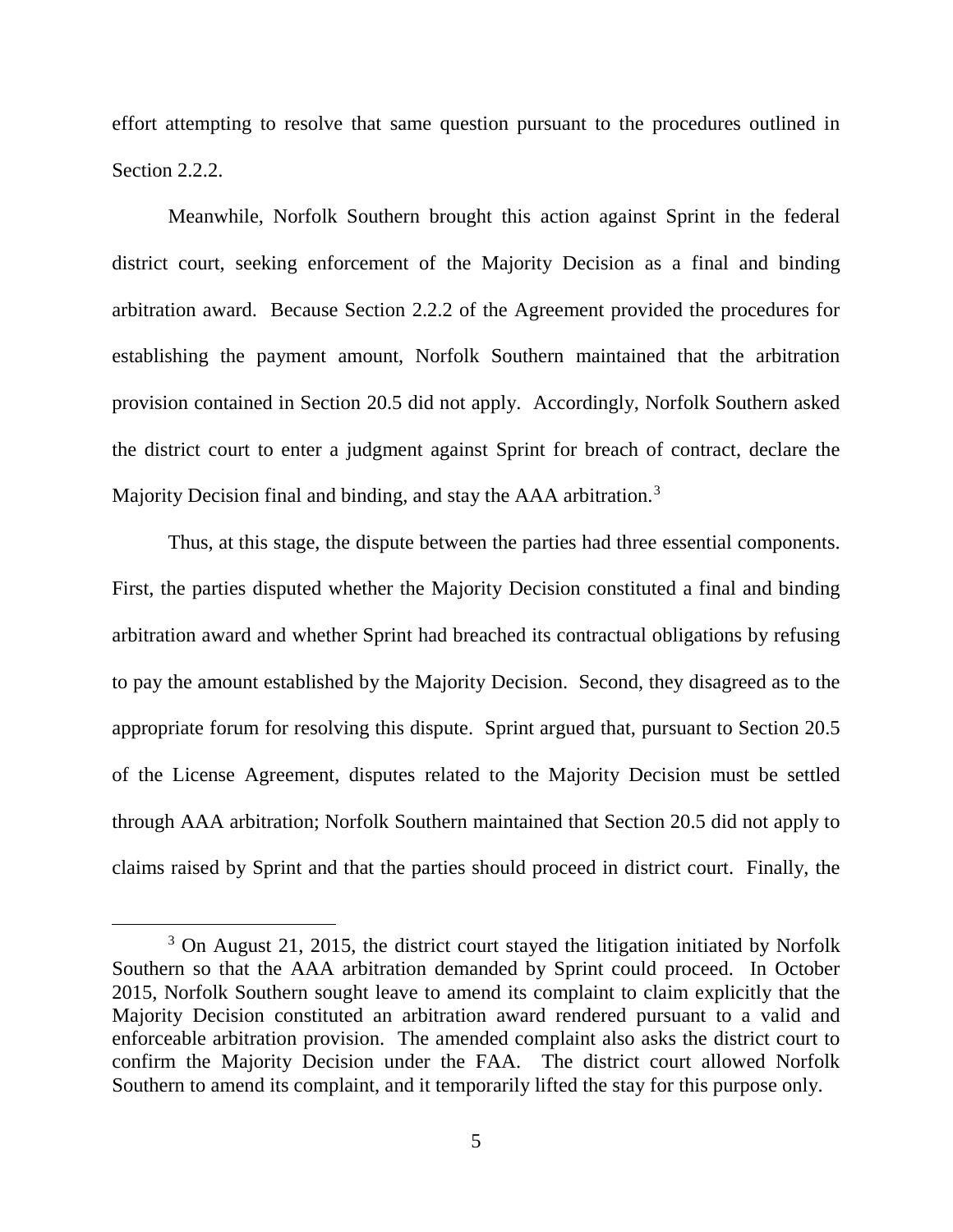effort attempting to resolve that same question pursuant to the procedures outlined in Section 2.2.2.

Meanwhile, Norfolk Southern brought this action against Sprint in the federal district court, seeking enforcement of the Majority Decision as a final and binding arbitration award. Because Section 2.2.2 of the Agreement provided the procedures for establishing the payment amount, Norfolk Southern maintained that the arbitration provision contained in Section 20.5 did not apply. Accordingly, Norfolk Southern asked the district court to enter a judgment against Sprint for breach of contract, declare the Majority Decision final and binding, and stay the AAA arbitration.[3]

Thus, at this stage, the dispute between the parties had three essential components. First, the parties disputed whether the Majority Decision constituted a final and binding arbitration award and whether Sprint had breached its contractual obligations by refusing to pay the amount established by the Majority Decision. Second, they disagreed as to the appropriate forum for resolving this dispute. Sprint argued that, pursuant to Section 20.5 of the License Agreement, disputes related to the Majority Decision must be settled through AAA arbitration; Norfolk Southern maintained that Section 20.5 did not apply to claims raised by Sprint and that the parties should proceed in district court. Finally, the

[3] On August 21, 2015, the district court stayed the litigation initiated by Norfolk Southern so that the AAA arbitration demanded by Sprint could proceed. In October 2015, Norfolk Southern sought leave to amend its complaint to claim explicitly that the Majority Decision constituted an arbitration award rendered pursuant to a valid and enforceable arbitration provision. The amended complaint also asks the district court to confirm the Majority Decision under the FAA. The district court allowed Norfolk Southern to amend its complaint, and it temporarily lifted the stay for this purpose only.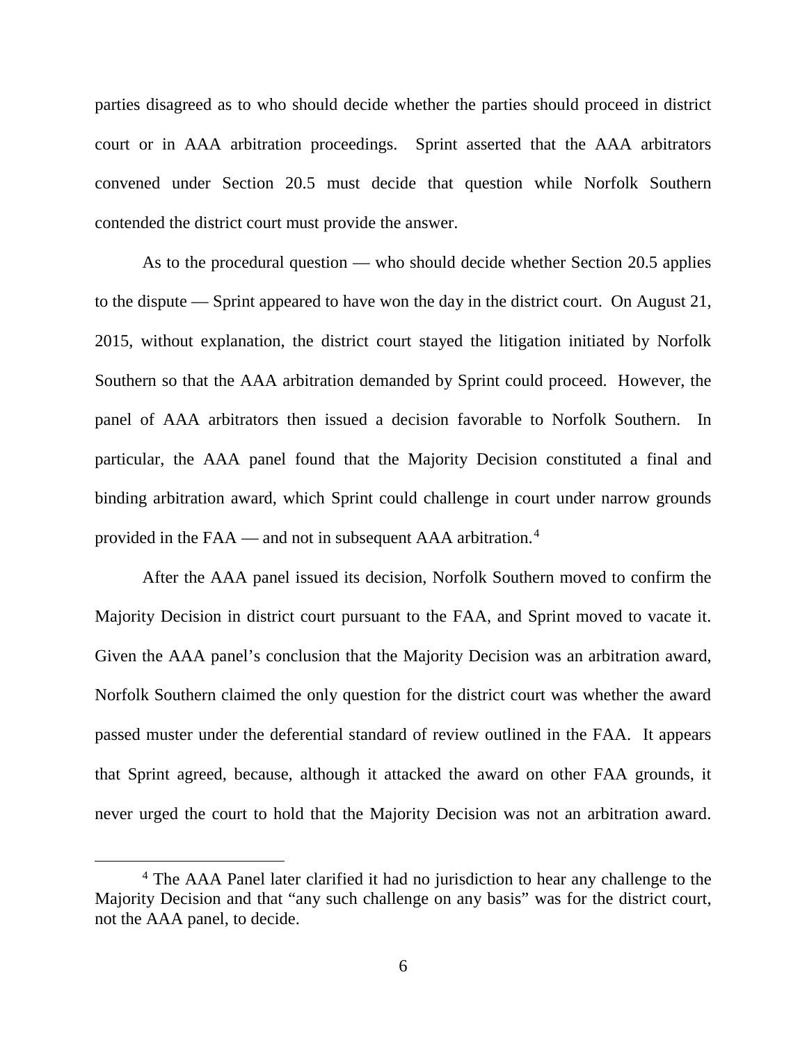parties disagreed as to who should decide whether the parties should proceed in district court or in AAA arbitration proceedings. Sprint asserted that the AAA arbitrators convened under Section 20.5 must decide that question while Norfolk Southern contended the district court must provide the answer.

As to the procedural question — who should decide whether Section 20.5 applies to the dispute — Sprint appeared to have won the day in the district court. On August 21, 2015, without explanation, the district court stayed the litigation initiated by Norfolk Southern so that the AAA arbitration demanded by Sprint could proceed. However, the panel of AAA arbitrators then issued a decision favorable to Norfolk Southern. In particular, the AAA panel found that the Majority Decision constituted a final and binding arbitration award, which Sprint could challenge in court under narrow grounds provided in the FAA — and not in subsequent AAA arbitration.[4]

After the AAA panel issued its decision, Norfolk Southern moved to confirm the Majority Decision in district court pursuant to the FAA, and Sprint moved to vacate it. Given the AAA panel's conclusion that the Majority Decision was an arbitration award, Norfolk Southern claimed the only question for the district court was whether the award passed muster under the deferential standard of review outlined in the FAA. It appears that Sprint agreed, because, although it attacked the award on other FAA grounds, it never urged the court to hold that the Majority Decision was not an arbitration award.

[4] The AAA Panel later clarified it had no jurisdiction to hear any challenge to the Majority Decision and that "any such challenge on any basis" was for the district court, not the AAA panel, to decide.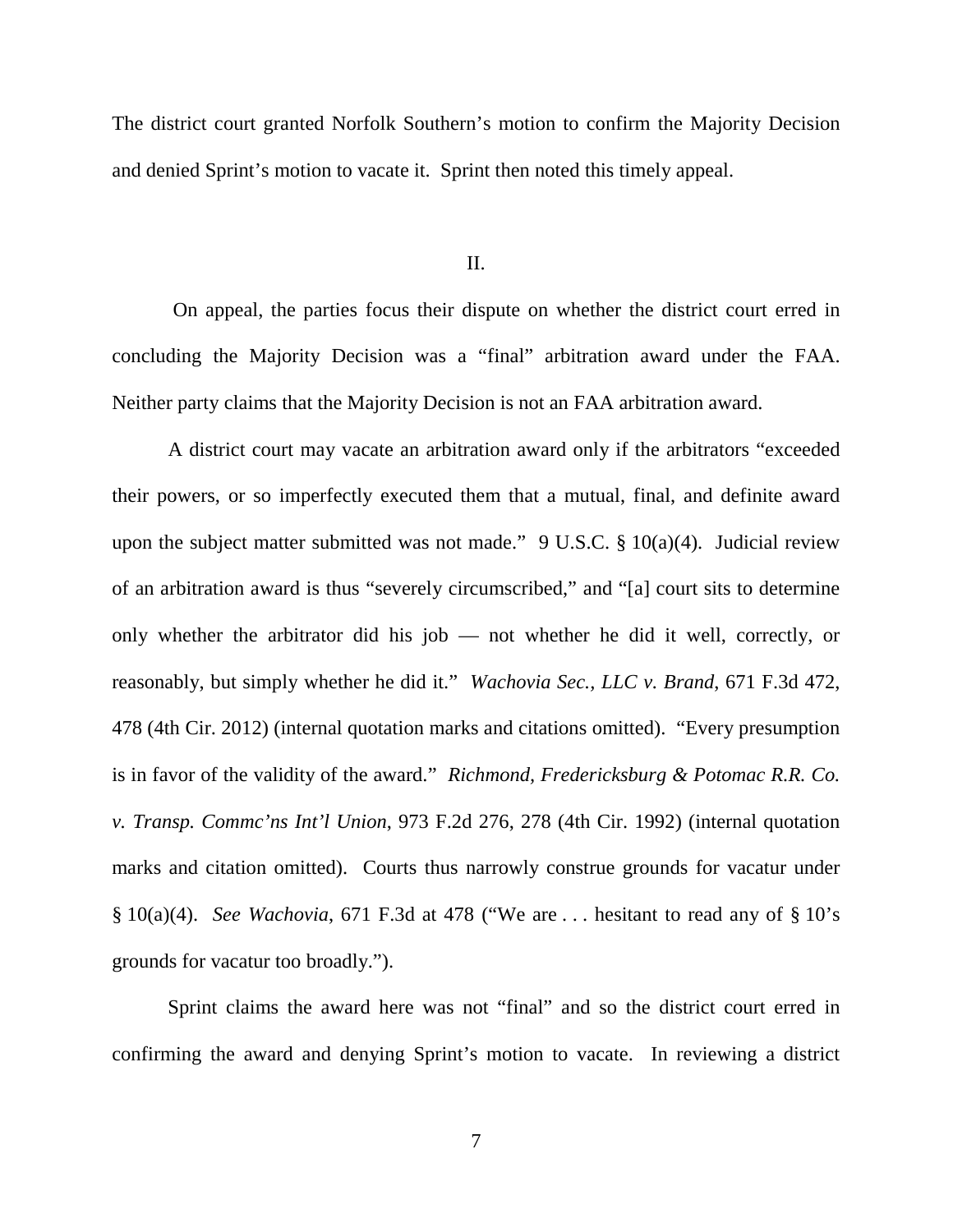The district court granted Norfolk Southern's motion to confirm the Majority Decision and denied Sprint's motion to vacate it. Sprint then noted this timely appeal.

## II.

On appeal, the parties focus their dispute on whether the district court erred in concluding the Majority Decision was a "final" arbitration award under the FAA. Neither party claims that the Majority Decision is not an FAA arbitration award.

A district court may vacate an arbitration award only if the arbitrators "exceeded their powers, or so imperfectly executed them that a mutual, final, and definite award upon the subject matter submitted was not made." 9 U.S.C. § 10(a)(4). Judicial review of an arbitration award is thus "severely circumscribed," and "[a] court sits to determine only whether the arbitrator did his job — not whether he did it well, correctly, or reasonably, but simply whether he did it." *Wachovia Sec., LLC v. Brand*, 671 F.3d 472, 478 (4th Cir. 2012) (internal quotation marks and citations omitted). "Every presumption is in favor of the validity of the award." *Richmond, Fredericksburg & Potomac R.R. Co. v. Transp. Commc'ns Int'l Union*, 973 F.2d 276, 278 (4th Cir. 1992) (internal quotation marks and citation omitted). Courts thus narrowly construe grounds for vacatur under § 10(a)(4). *See Wachovia*, 671 F.3d at 478 ("We are . . . hesitant to read any of § 10's grounds for vacatur too broadly.").

Sprint claims the award here was not "final" and so the district court erred in confirming the award and denying Sprint's motion to vacate. In reviewing a district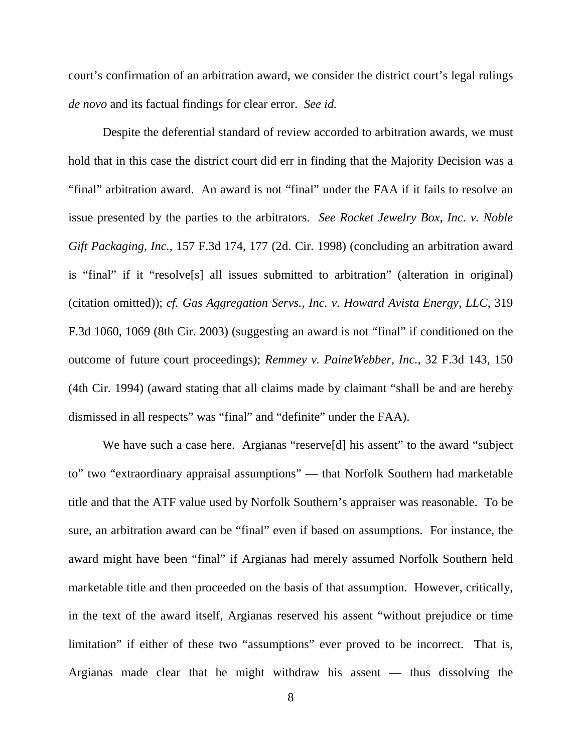court's confirmation of an arbitration award, we consider the district court's legal rulings *de novo* and its factual findings for clear error. *See id.*

Despite the deferential standard of review accorded to arbitration awards, we must hold that in this case the district court did err in finding that the Majority Decision was a "final" arbitration award. An award is not "final" under the FAA if it fails to resolve an issue presented by the parties to the arbitrators. *See Rocket Jewelry Box, Inc. v. Noble Gift Packaging, Inc.*, 157 F.3d 174, 177 (2d. Cir. 1998) (concluding an arbitration award is "final" if it "resolve[s] all issues submitted to arbitration" (alteration in original) (citation omitted)); *cf. Gas Aggregation Servs., Inc. v. Howard Avista Energy, LLC*, 319 F.3d 1060, 1069 (8th Cir. 2003) (suggesting an award is not "final" if conditioned on the outcome of future court proceedings); *Remmey v. PaineWebber, Inc.*, 32 F.3d 143, 150 (4th Cir. 1994) (award stating that all claims made by claimant "shall be and are hereby dismissed in all respects" was "final" and "definite" under the FAA).

We have such a case here. Argianas "reserve[d] his assent" to the award "subject to" two "extraordinary appraisal assumptions" — that Norfolk Southern had marketable title and that the ATF value used by Norfolk Southern's appraiser was reasonable. To be sure, an arbitration award can be "final" even if based on assumptions. For instance, the award might have been "final" if Argianas had merely assumed Norfolk Southern held marketable title and then proceeded on the basis of that assumption. However, critically, in the text of the award itself, Argianas reserved his assent "without prejudice or time limitation" if either of these two "assumptions" ever proved to be incorrect. That is, Argianas made clear that he might withdraw his assent — thus dissolving the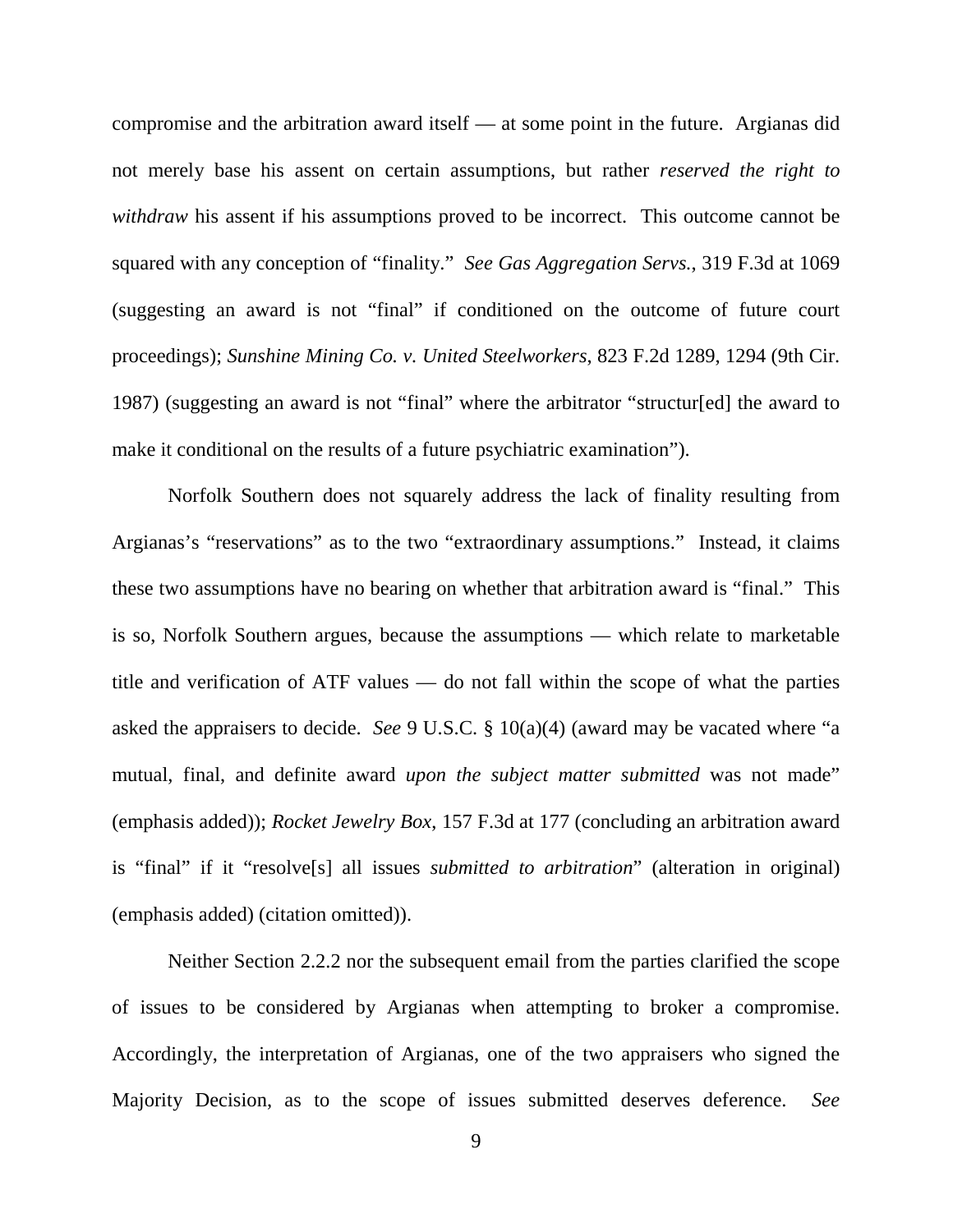compromise and the arbitration award itself — at some point in the future. Argianas did not merely base his assent on certain assumptions, but rather *reserved the right to withdraw* his assent if his assumptions proved to be incorrect. This outcome cannot be squared with any conception of "finality." *See Gas Aggregation Servs.*, 319 F.3d at 1069 (suggesting an award is not "final" if conditioned on the outcome of future court proceedings); *Sunshine Mining Co. v. United Steelworkers*, 823 F.2d 1289, 1294 (9th Cir. 1987) (suggesting an award is not "final" where the arbitrator "structur[ed] the award to make it conditional on the results of a future psychiatric examination").

Norfolk Southern does not squarely address the lack of finality resulting from Argianas's "reservations" as to the two "extraordinary assumptions." Instead, it claims these two assumptions have no bearing on whether that arbitration award is "final." This is so, Norfolk Southern argues, because the assumptions — which relate to marketable title and verification of ATF values — do not fall within the scope of what the parties asked the appraisers to decide. *See* 9 U.S.C. § 10(a)(4) (award may be vacated where "a mutual, final, and definite award *upon the subject matter submitted* was not made" (emphasis added)); *Rocket Jewelry Box*, 157 F.3d at 177 (concluding an arbitration award is "final" if it "resolve[s] all issues *submitted to arbitration*" (alteration in original) (emphasis added) (citation omitted)).

Neither Section 2.2.2 nor the subsequent email from the parties clarified the scope of issues to be considered by Argianas when attempting to broker a compromise. Accordingly, the interpretation of Argianas, one of the two appraisers who signed the Majority Decision, as to the scope of issues submitted deserves deference. *See*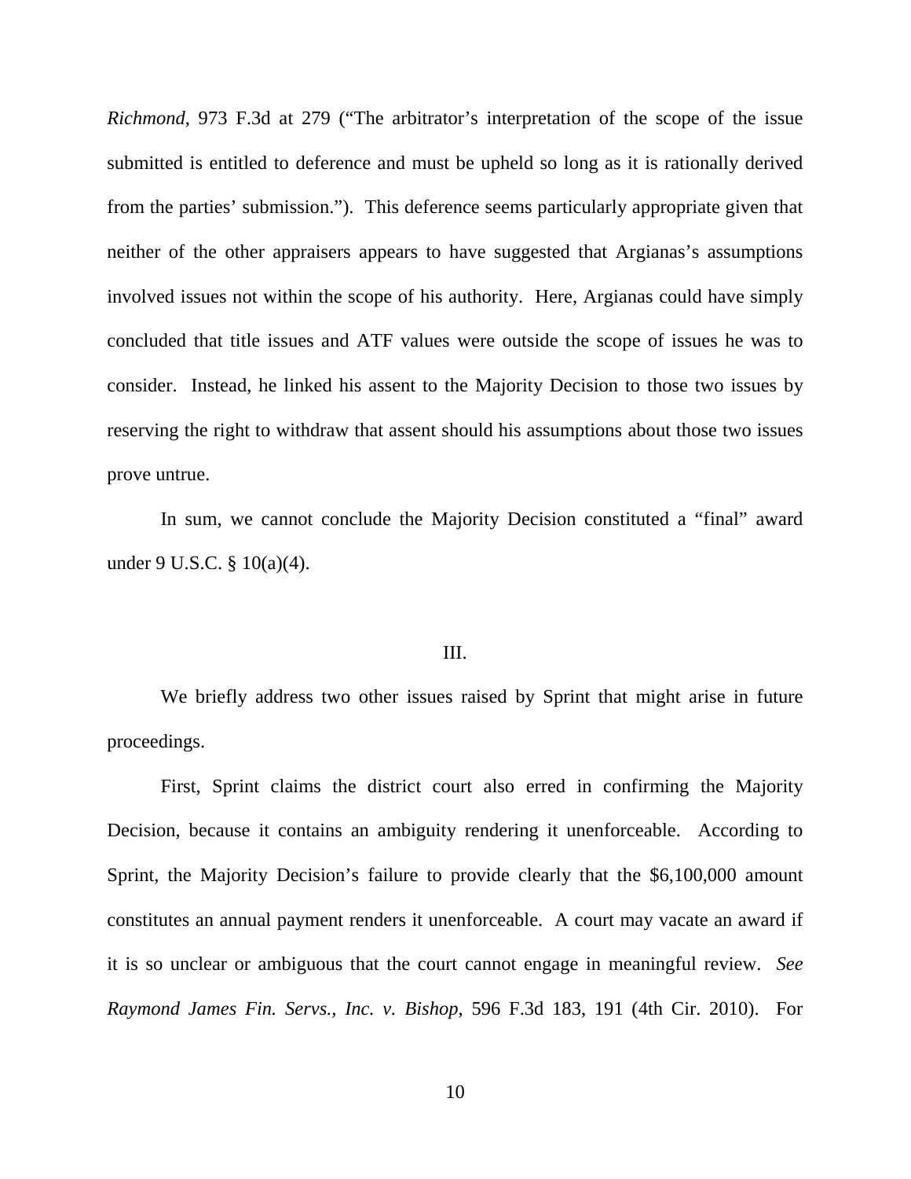*Richmond*, 973 F.3d at 279 ("The arbitrator's interpretation of the scope of the issue submitted is entitled to deference and must be upheld so long as it is rationally derived from the parties' submission."). This deference seems particularly appropriate given that neither of the other appraisers appears to have suggested that Argianas's assumptions involved issues not within the scope of his authority. Here, Argianas could have simply concluded that title issues and ATF values were outside the scope of issues he was to consider. Instead, he linked his assent to the Majority Decision to those two issues by reserving the right to withdraw that assent should his assumptions about those two issues prove untrue.

In sum, we cannot conclude the Majority Decision constituted a "final" award under 9 U.S.C. § 10(a)(4).

## III.

We briefly address two other issues raised by Sprint that might arise in future proceedings.

First, Sprint claims the district court also erred in confirming the Majority Decision, because it contains an ambiguity rendering it unenforceable. According to Sprint, the Majority Decision's failure to provide clearly that the $6,100,000 amount constitutes an annual payment renders it unenforceable. A court may vacate an award if it is so unclear or ambiguous that the court cannot engage in meaningful review. *See Raymond James Fin. Servs., Inc. v. Bishop*, 596 F.3d 183, 191 (4th Cir. 2010). For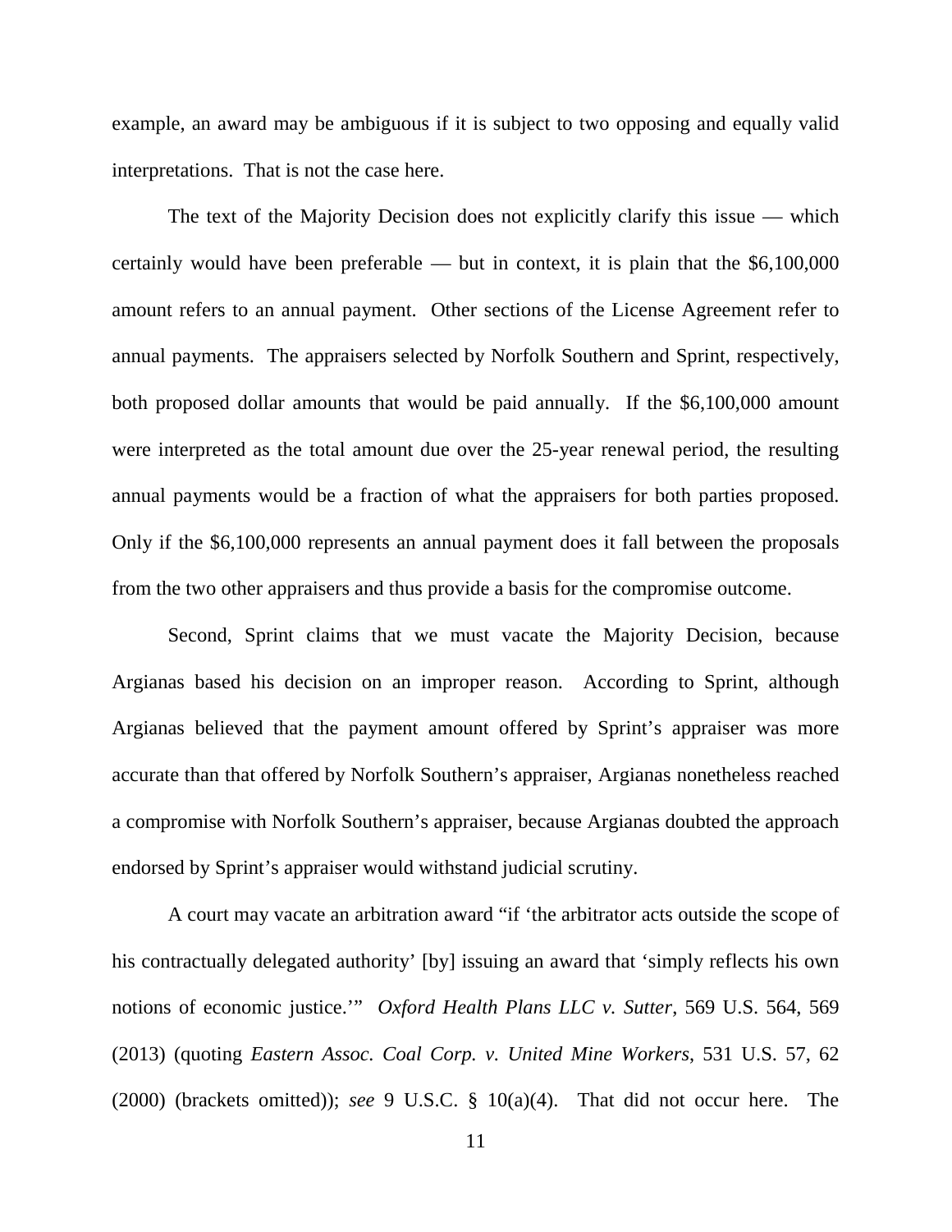example, an award may be ambiguous if it is subject to two opposing and equally valid interpretations. That is not the case here.

The text of the Majority Decision does not explicitly clarify this issue — which certainly would have been preferable — but in context, it is plain that the $6,100,000 amount refers to an annual payment. Other sections of the License Agreement refer to annual payments. The appraisers selected by Norfolk Southern and Sprint, respectively, both proposed dollar amounts that would be paid annually. If the $6,100,000 amount were interpreted as the total amount due over the 25-year renewal period, the resulting annual payments would be a fraction of what the appraisers for both parties proposed. Only if the $6,100,000 represents an annual payment does it fall between the proposals from the two other appraisers and thus provide a basis for the compromise outcome.

Second, Sprint claims that we must vacate the Majority Decision, because Argianas based his decision on an improper reason. According to Sprint, although Argianas believed that the payment amount offered by Sprint's appraiser was more accurate than that offered by Norfolk Southern's appraiser, Argianas nonetheless reached a compromise with Norfolk Southern's appraiser, because Argianas doubted the approach endorsed by Sprint's appraiser would withstand judicial scrutiny.

A court may vacate an arbitration award "if 'the arbitrator acts outside the scope of his contractually delegated authority' [by] issuing an award that 'simply reflects his own notions of economic justice.'" *Oxford Health Plans LLC v. Sutter*, 569 U.S. 564, 569 (2013) (quoting *Eastern Assoc. Coal Corp. v. United Mine Workers*, 531 U.S. 57, 62 (2000) (brackets omitted)); *see* 9 U.S.C. § 10(a)(4). That did not occur here. The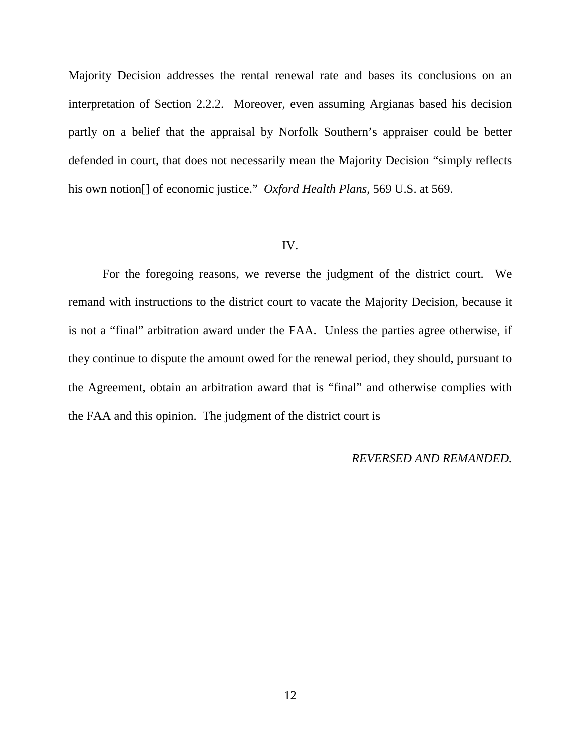Majority Decision addresses the rental renewal rate and bases its conclusions on an interpretation of Section 2.2.2. Moreover, even assuming Argianas based his decision partly on a belief that the appraisal by Norfolk Southern's appraiser could be better defended in court, that does not necessarily mean the Majority Decision "simply reflects his own notion[] of economic justice." *Oxford Health Plans*, 569 U.S. at 569.

## IV.

For the foregoing reasons, we reverse the judgment of the district court. We remand with instructions to the district court to vacate the Majority Decision, because it is not a "final" arbitration award under the FAA. Unless the parties agree otherwise, if they continue to dispute the amount owed for the renewal period, they should, pursuant to the Agreement, obtain an arbitration award that is "final" and otherwise complies with the FAA and this opinion. The judgment of the district court is

*REVERSED AND REMANDED.*